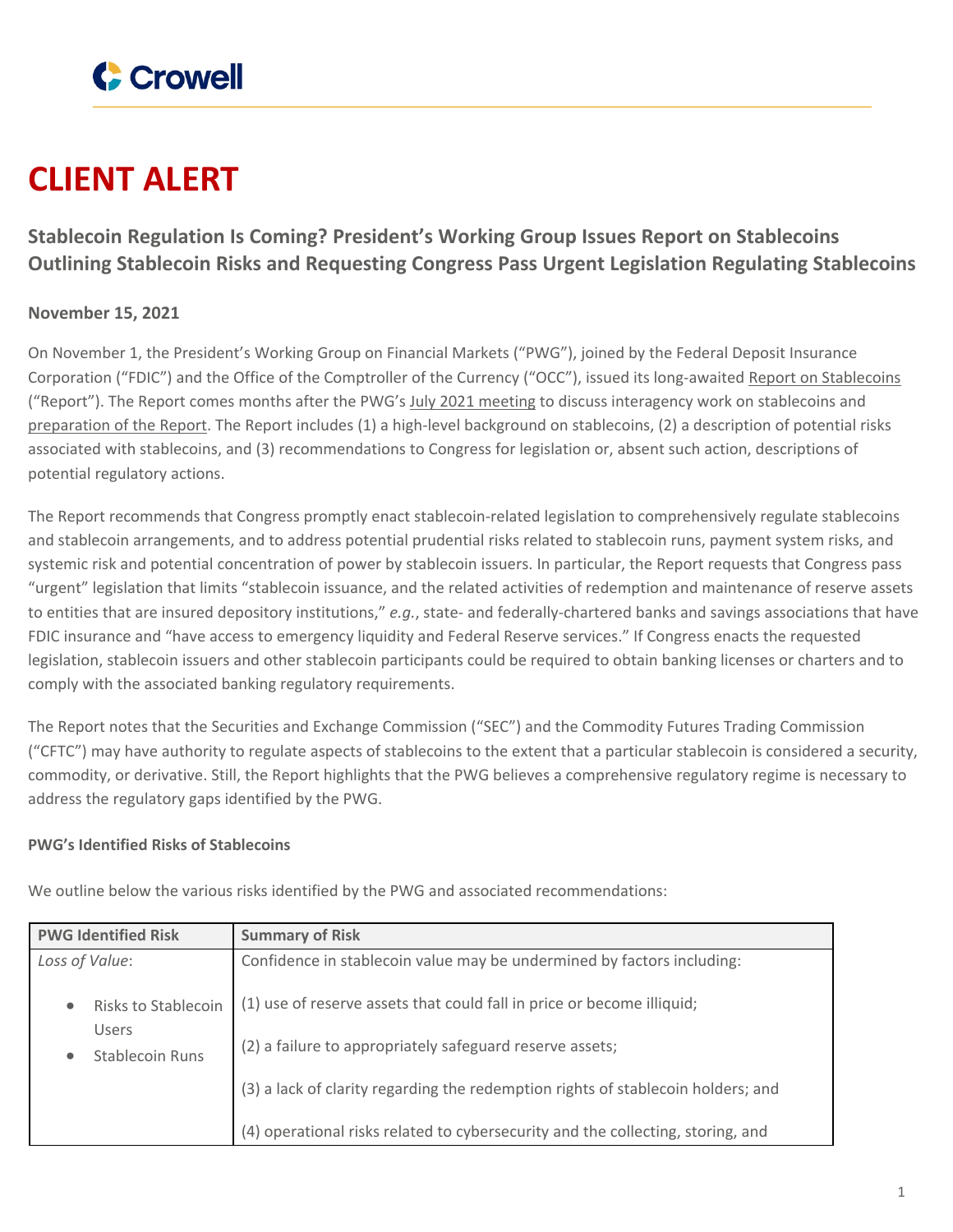# CLIENT ALERT

## Stablecoin Regulation Is Coming? President's Working Group Issues Report on Stablecoins Outlining Stablecoin Risks and Requesting Congress Pass Urgent Legislation Regulating Stablecoins

**November 15, 2021**

On November 1, the President's Working Group on Financial Markets ("PWG"), joined by the Federal Deposit Insurance Corporation ("FDIC") and the Office of the Comptroller of the Currency ("OCC"), issued its long-awaited Report on Stablecoins ("Report"). The Report comes months after the PWG's July 2021 meeting to discuss interagency work on stablecoins and preparation of the Report. The Report includes (1) a high-level background on stablecoins, (2) a description of potential risks associated with stablecoins, and (3) recommendations to Congress for legislation or, absent such action, descriptions of potential regulatory actions.

The Report recommends that Congress promptly enact stablecoin-related legislation to comprehensively regulate stablecoins and stablecoin arrangements, and to address potential prudential risks related to stablecoin runs, payment system risks, and systemic risk and potential concentration of power by stablecoin issuers. In particular, the Report requests that Congress pass "urgent" legislation that limits "stablecoin issuance, and the related activities of redemption and maintenance of reserve assets to entities that are insured depository institutions," *e.g.*, state- and federally-chartered banks and savings associations that have FDIC insurance and "have access to emergency liquidity and Federal Reserve services." If Congress enacts the requested legislation, stablecoin issuers and other stablecoin participants could be required to obtain banking licenses or charters and to comply with the associated banking regulatory requirements.

The Report notes that the Securities and Exchange Commission ("SEC") and the Commodity Futures Trading Commission ("CFTC") may have authority to regulate aspects of stablecoins to the extent that a particular stablecoin is considered a security, commodity, or derivative. Still, the Report highlights that the PWG believes a comprehensive regulatory regime is necessary to address the regulatory gaps identified by the PWG.

**PWG's Identified Risks of Stablecoins**

We outline below the various risks identified by the PWG and associated recommendations:

| PWG Identified Risk | Summary of Risk |
|---|---|
| *Loss of Value*:<br>• Risks to Stablecoin Users<br>• Stablecoin Runs | Confidence in stablecoin value may be undermined by factors including:<br>(1) use of reserve assets that could fall in price or become illiquid;<br>(2) a failure to appropriately safeguard reserve assets;<br>(3) a lack of clarity regarding the redemption rights of stablecoin holders; and<br>(4) operational risks related to cybersecurity and the collecting, storing, and |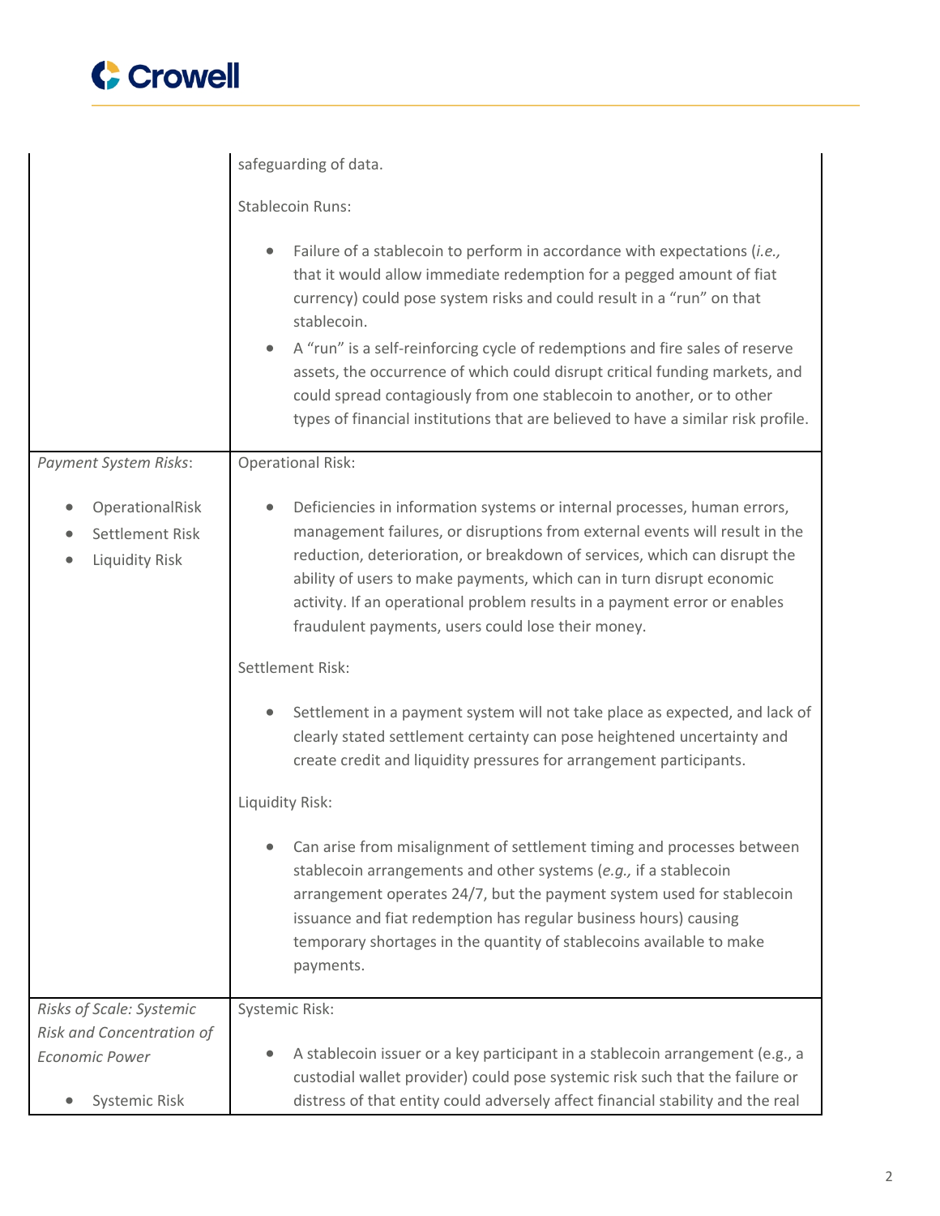| | |
|---|---|
| | safeguarding of data.<br><br>Stablecoin Runs:<br><br>• Failure of a stablecoin to perform in accordance with expectations (*i.e.,* that it would allow immediate redemption for a pegged amount of fiat currency) could pose system risks and could result in a "run" on that stablecoin.<br>• A "run" is a self-reinforcing cycle of redemptions and fire sales of reserve assets, the occurrence of which could disrupt critical funding markets, and could spread contagiously from one stablecoin to another, or to other types of financial institutions that are believed to have a similar risk profile. |
| *Payment System Risks*:<br><br>• OperationalRisk<br>• Settlement Risk<br>• Liquidity Risk | Operational Risk:<br><br>• Deficiencies in information systems or internal processes, human errors, management failures, or disruptions from external events will result in the reduction, deterioration, or breakdown of services, which can disrupt the ability of users to make payments, which can in turn disrupt economic activity. If an operational problem results in a payment error or enables fraudulent payments, users could lose their money.<br><br>Settlement Risk:<br><br>• Settlement in a payment system will not take place as expected, and lack of clearly stated settlement certainty can pose heightened uncertainty and create credit and liquidity pressures for arrangement participants.<br><br>Liquidity Risk:<br><br>• Can arise from misalignment of settlement timing and processes between stablecoin arrangements and other systems (*e.g.,* if a stablecoin arrangement operates 24/7, but the payment system used for stablecoin issuance and fiat redemption has regular business hours) causing temporary shortages in the quantity of stablecoins available to make payments. |
| *Risks of Scale: Systemic Risk and Concentration of Economic Power*<br><br>• Systemic Risk | Systemic Risk:<br><br>• A stablecoin issuer or a key participant in a stablecoin arrangement (e.g., a custodial wallet provider) could pose systemic risk such that the failure or distress of that entity could adversely affect financial stability and the real |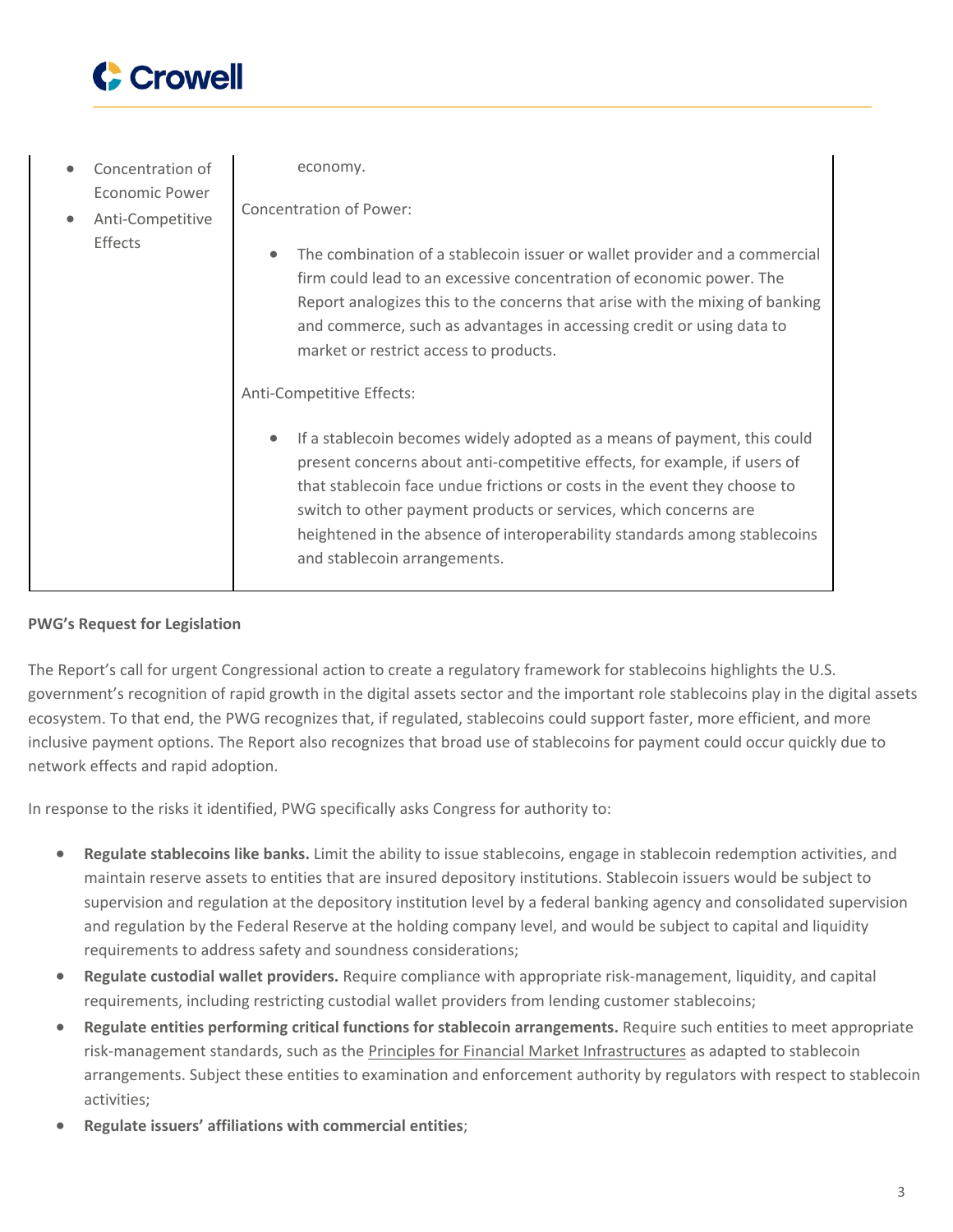| | |
|---|---|
| <ul><li>Concentration of Economic Power</li><li>Anti-Competitive Effects</li></ul> | economy.<br><br>Concentration of Power:<br><ul><li>The combination of a stablecoin issuer or wallet provider and a commercial firm could lead to an excessive concentration of economic power. The Report analogizes this to the concerns that arise with the mixing of banking and commerce, such as advantages in accessing credit or using data to market or restrict access to products.</li></ul>Anti-Competitive Effects:<br><ul><li>If a stablecoin becomes widely adopted as a means of payment, this could present concerns about anti-competitive effects, for example, if users of that stablecoin face undue frictions or costs in the event they choose to switch to other payment products or services, which concerns are heightened in the absence of interoperability standards among stablecoins and stablecoin arrangements.</li></ul> |

**PWG's Request for Legislation**

The Report's call for urgent Congressional action to create a regulatory framework for stablecoins highlights the U.S. government's recognition of rapid growth in the digital assets sector and the important role stablecoins play in the digital assets ecosystem. To that end, the PWG recognizes that, if regulated, stablecoins could support faster, more efficient, and more inclusive payment options. The Report also recognizes that broad use of stablecoins for payment could occur quickly due to network effects and rapid adoption.

In response to the risks it identified, PWG specifically asks Congress for authority to:

- **Regulate stablecoins like banks.** Limit the ability to issue stablecoins, engage in stablecoin redemption activities, and maintain reserve assets to entities that are insured depository institutions. Stablecoin issuers would be subject to supervision and regulation at the depository institution level by a federal banking agency and consolidated supervision and regulation by the Federal Reserve at the holding company level, and would be subject to capital and liquidity requirements to address safety and soundness considerations;
- **Regulate custodial wallet providers.** Require compliance with appropriate risk-management, liquidity, and capital requirements, including restricting custodial wallet providers from lending customer stablecoins;
- **Regulate entities performing critical functions for stablecoin arrangements.** Require such entities to meet appropriate risk-management standards, such as the Principles for Financial Market Infrastructures as adapted to stablecoin arrangements. Subject these entities to examination and enforcement authority by regulators with respect to stablecoin activities;
- **Regulate issuers' affiliations with commercial entities**;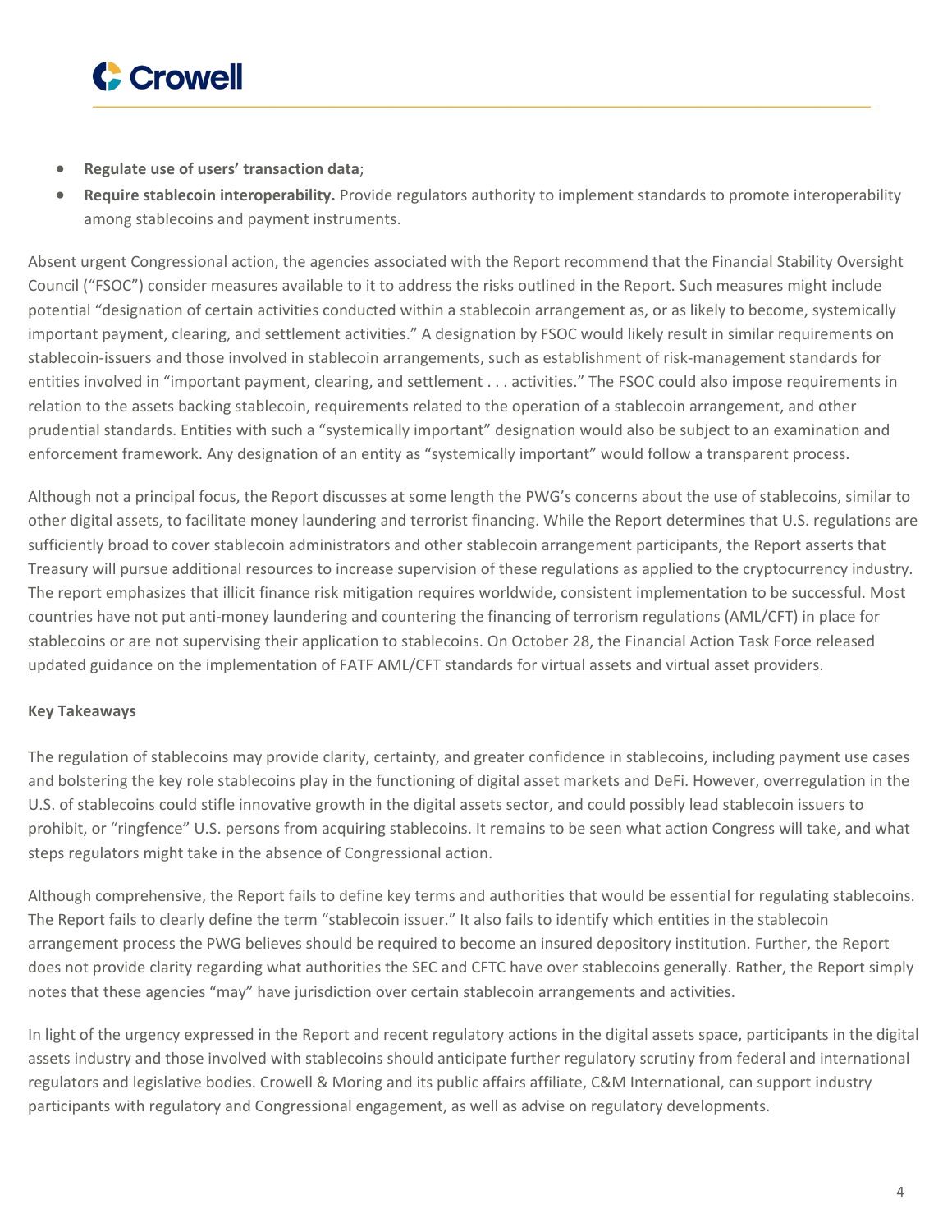- **Regulate use of users' transaction data**;
- **Require stablecoin interoperability.** Provide regulators authority to implement standards to promote interoperability among stablecoins and payment instruments.

Absent urgent Congressional action, the agencies associated with the Report recommend that the Financial Stability Oversight Council ("FSOC") consider measures available to it to address the risks outlined in the Report. Such measures might include potential "designation of certain activities conducted within a stablecoin arrangement as, or as likely to become, systemically important payment, clearing, and settlement activities." A designation by FSOC would likely result in similar requirements on stablecoin-issuers and those involved in stablecoin arrangements, such as establishment of risk-management standards for entities involved in "important payment, clearing, and settlement . . . activities." The FSOC could also impose requirements in relation to the assets backing stablecoin, requirements related to the operation of a stablecoin arrangement, and other prudential standards. Entities with such a "systemically important" designation would also be subject to an examination and enforcement framework. Any designation of an entity as "systemically important" would follow a transparent process.

Although not a principal focus, the Report discusses at some length the PWG's concerns about the use of stablecoins, similar to other digital assets, to facilitate money laundering and terrorist financing. While the Report determines that U.S. regulations are sufficiently broad to cover stablecoin administrators and other stablecoin arrangement participants, the Report asserts that Treasury will pursue additional resources to increase supervision of these regulations as applied to the cryptocurrency industry. The report emphasizes that illicit finance risk mitigation requires worldwide, consistent implementation to be successful. Most countries have not put anti-money laundering and countering the financing of terrorism regulations (AML/CFT) in place for stablecoins or are not supervising their application to stablecoins. On October 28, the Financial Action Task Force released updated guidance on the implementation of FATF AML/CFT standards for virtual assets and virtual asset providers.

**Key Takeaways**

The regulation of stablecoins may provide clarity, certainty, and greater confidence in stablecoins, including payment use cases and bolstering the key role stablecoins play in the functioning of digital asset markets and DeFi. However, overregulation in the U.S. of stablecoins could stifle innovative growth in the digital assets sector, and could possibly lead stablecoin issuers to prohibit, or "ringfence" U.S. persons from acquiring stablecoins. It remains to be seen what action Congress will take, and what steps regulators might take in the absence of Congressional action.

Although comprehensive, the Report fails to define key terms and authorities that would be essential for regulating stablecoins. The Report fails to clearly define the term "stablecoin issuer." It also fails to identify which entities in the stablecoin arrangement process the PWG believes should be required to become an insured depository institution. Further, the Report does not provide clarity regarding what authorities the SEC and CFTC have over stablecoins generally. Rather, the Report simply notes that these agencies "may" have jurisdiction over certain stablecoin arrangements and activities.

In light of the urgency expressed in the Report and recent regulatory actions in the digital assets space, participants in the digital assets industry and those involved with stablecoins should anticipate further regulatory scrutiny from federal and international regulators and legislative bodies. Crowell & Moring and its public affairs affiliate, C&M International, can support industry participants with regulatory and Congressional engagement, as well as advise on regulatory developments.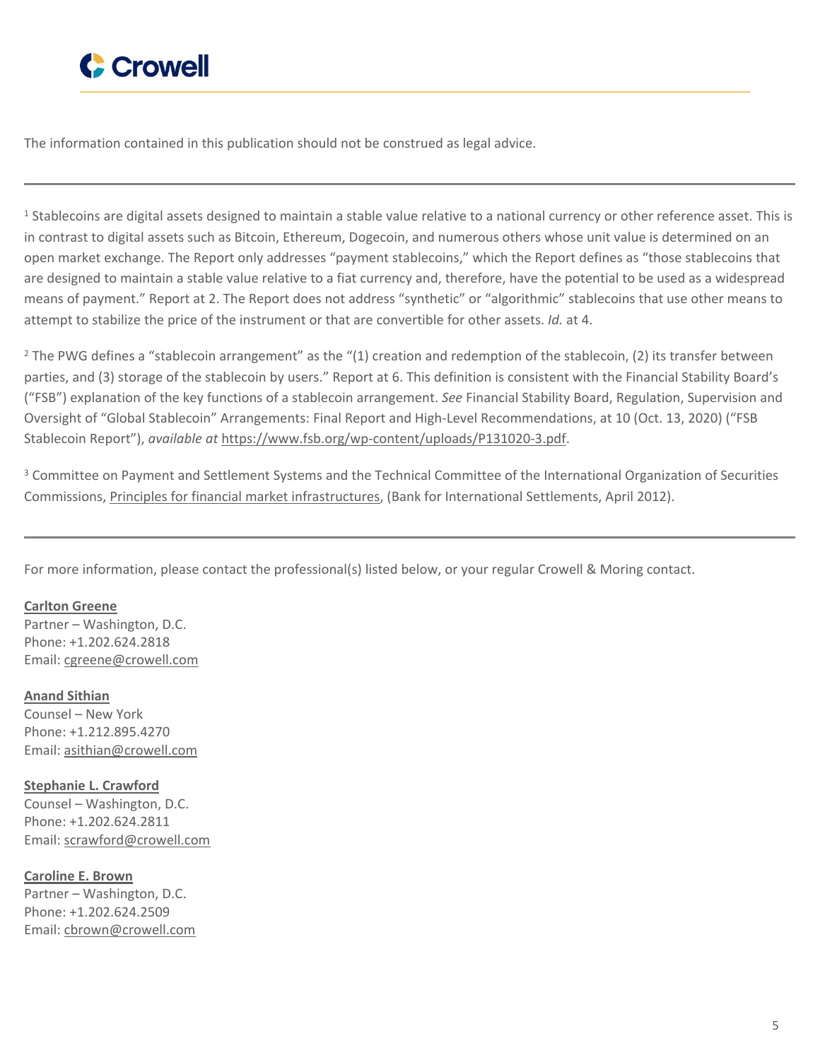The information contained in this publication should not be construed as legal advice.

---

[1] Stablecoins are digital assets designed to maintain a stable value relative to a national currency or other reference asset. This is in contrast to digital assets such as Bitcoin, Ethereum, Dogecoin, and numerous others whose unit value is determined on an open market exchange. The Report only addresses "payment stablecoins," which the Report defines as "those stablecoins that are designed to maintain a stable value relative to a fiat currency and, therefore, have the potential to be used as a widespread means of payment." Report at 2. The Report does not address "synthetic" or "algorithmic" stablecoins that use other means to attempt to stabilize the price of the instrument or that are convertible for other assets. *Id.* at 4.

[2] The PWG defines a "stablecoin arrangement" as the "(1) creation and redemption of the stablecoin, (2) its transfer between parties, and (3) storage of the stablecoin by users." Report at 6. This definition is consistent with the Financial Stability Board's ("FSB") explanation of the key functions of a stablecoin arrangement. *See* Financial Stability Board, Regulation, Supervision and Oversight of "Global Stablecoin" Arrangements: Final Report and High-Level Recommendations, at 10 (Oct. 13, 2020) ("FSB Stablecoin Report"), *available at* https://www.fsb.org/wp-content/uploads/P131020-3.pdf.

[3] Committee on Payment and Settlement Systems and the Technical Committee of the International Organization of Securities Commissions, Principles for financial market infrastructures, (Bank for International Settlements, April 2012).

---

For more information, please contact the professional(s) listed below, or your regular Crowell & Moring contact.

**Carlton Greene**
Partner – Washington, D.C.
Phone: +1.202.624.2818
Email: cgreene@crowell.com

**Anand Sithian**
Counsel – New York
Phone: +1.212.895.4270
Email: asithian@crowell.com

**Stephanie L. Crawford**
Counsel – Washington, D.C.
Phone: +1.202.624.2811
Email: scrawford@crowell.com

**Caroline E. Brown**
Partner – Washington, D.C.
Phone: +1.202.624.2509
Email: cbrown@crowell.com